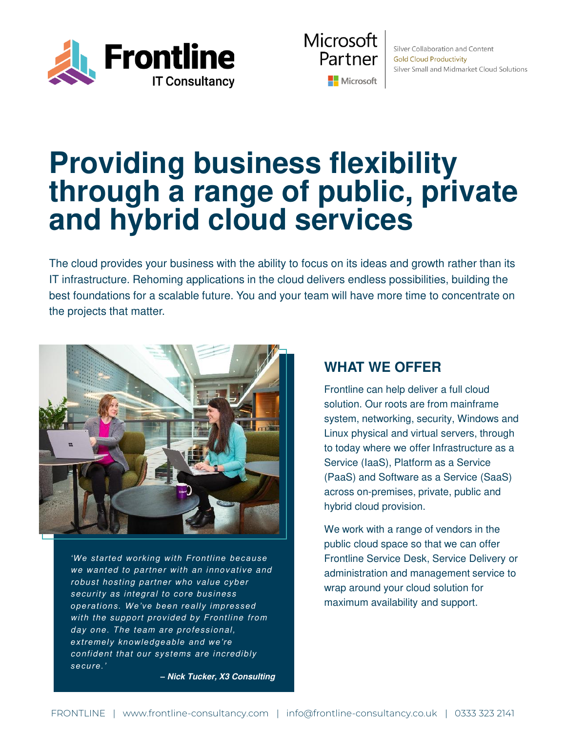Frontline IT Consultancy

Microsoft Partner

Silver Collaboration and Content
Gold Cloud Productivity
Silver Small and Midmarket Cloud Solutions

# Providing business flexibility through a range of public, private and hybrid cloud services

The cloud provides your business with the ability to focus on its ideas and growth rather than its IT infrastructure. Rehoming applications in the cloud delivers endless possibilities, building the best foundations for a scalable future. You and your team will have more time to concentrate on the projects that matter.

*'We started working with Frontline because we wanted to partner with an innovative and robust hosting partner who value cyber security as integral to core business operations. We've been really impressed with the support provided by Frontline from day one. The team are professional, extremely knowledgeable and we're confident that our systems are incredibly secure.'*

***– Nick Tucker, X3 Consulting***

## WHAT WE OFFER

Frontline can help deliver a full cloud solution. Our roots are from mainframe system, networking, security, Windows and Linux physical and virtual servers, through to today where we offer Infrastructure as a Service (IaaS), Platform as a Service (PaaS) and Software as a Service (SaaS) across on-premises, private, public and hybrid cloud provision.

We work with a range of vendors in the public cloud space so that we can offer Frontline Service Desk, Service Delivery or administration and management service to wrap around your cloud solution for maximum availability and support.

FRONTLINE | www.frontline-consultancy.com | info@frontline-consultancy.co.uk | 0333 323 2141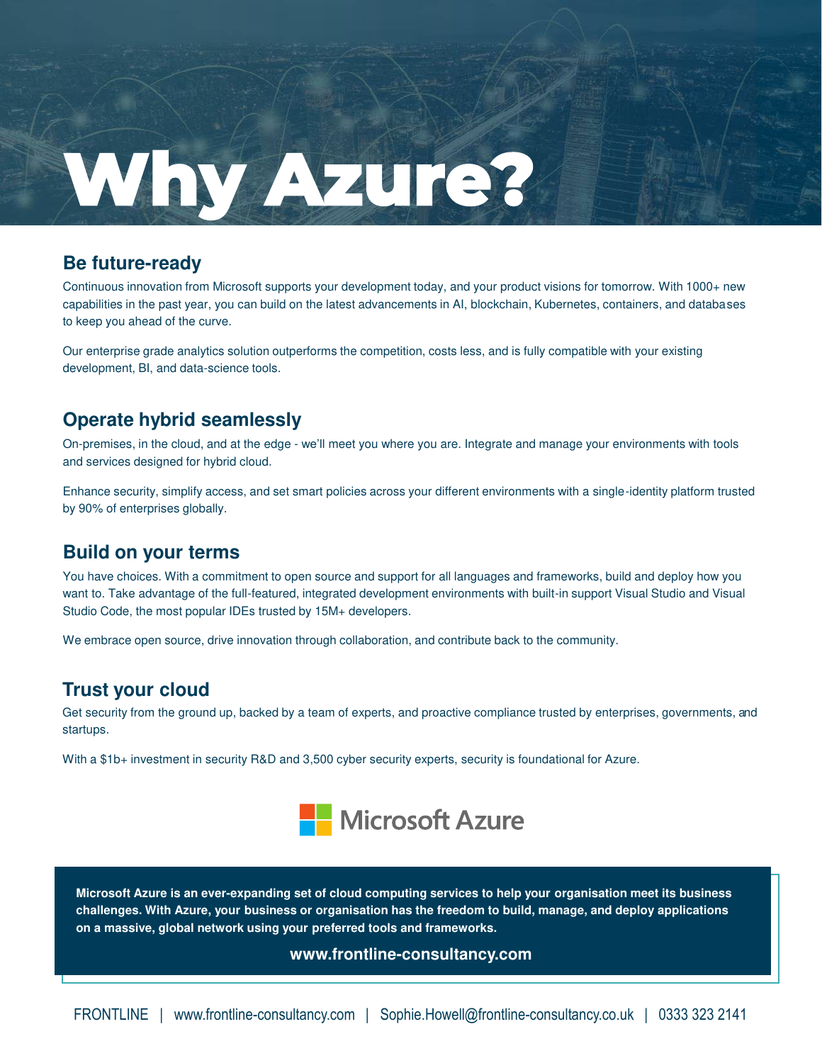# Why Azure?

## Be future-ready

Continuous innovation from Microsoft supports your development today, and your product visions for tomorrow. With 1000+ new capabilities in the past year, you can build on the latest advancements in AI, blockchain, Kubernetes, containers, and databases to keep you ahead of the curve.

Our enterprise grade analytics solution outperforms the competition, costs less, and is fully compatible with your existing development, BI, and data-science tools.

## Operate hybrid seamlessly

On-premises, in the cloud, and at the edge - we'll meet you where you are. Integrate and manage your environments with tools and services designed for hybrid cloud.

Enhance security, simplify access, and set smart policies across your different environments with a single-identity platform trusted by 90% of enterprises globally.

## Build on your terms

You have choices. With a commitment to open source and support for all languages and frameworks, build and deploy how you want to. Take advantage of the full-featured, integrated development environments with built-in support Visual Studio and Visual Studio Code, the most popular IDEs trusted by 15M+ developers.

We embrace open source, drive innovation through collaboration, and contribute back to the community.

## Trust your cloud

Get security from the ground up, backed by a team of experts, and proactive compliance trusted by enterprises, governments, and startups.

With a $1b+ investment in security R&D and 3,500 cyber security experts, security is foundational for Azure.

Microsoft Azure

**Microsoft Azure is an ever-expanding set of cloud computing services to help your organisation meet its business challenges. With Azure, your business or organisation has the freedom to build, manage, and deploy applications on a massive, global network using your preferred tools and frameworks.**

**www.frontline-consultancy.com**

FRONTLINE | www.frontline-consultancy.com | Sophie.Howell@frontline-consultancy.co.uk | 0333 323 2141